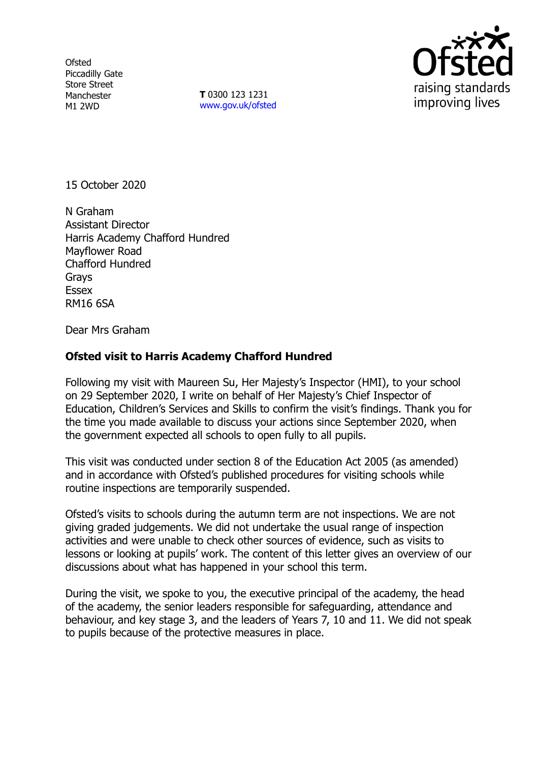Ofsted
Piccadilly Gate
Store Street
Manchester
M1 2WD

**T** 0300 123 1231
www.gov.uk/ofsted

15 October 2020

N Graham
Assistant Director
Harris Academy Chafford Hundred
Mayflower Road
Chafford Hundred
Grays
Essex
RM16 6SA

Dear Mrs Graham

**Ofsted visit to Harris Academy Chafford Hundred**

Following my visit with Maureen Su, Her Majesty's Inspector (HMI), to your school on 29 September 2020, I write on behalf of Her Majesty's Chief Inspector of Education, Children's Services and Skills to confirm the visit's findings. Thank you for the time you made available to discuss your actions since September 2020, when the government expected all schools to open fully to all pupils.

This visit was conducted under section 8 of the Education Act 2005 (as amended) and in accordance with Ofsted's published procedures for visiting schools while routine inspections are temporarily suspended.

Ofsted's visits to schools during the autumn term are not inspections. We are not giving graded judgements. We did not undertake the usual range of inspection activities and were unable to check other sources of evidence, such as visits to lessons or looking at pupils' work. The content of this letter gives an overview of our discussions about what has happened in your school this term.

During the visit, we spoke to you, the executive principal of the academy, the head of the academy, the senior leaders responsible for safeguarding, attendance and behaviour, and key stage 3, and the leaders of Years 7, 10 and 11. We did not speak to pupils because of the protective measures in place.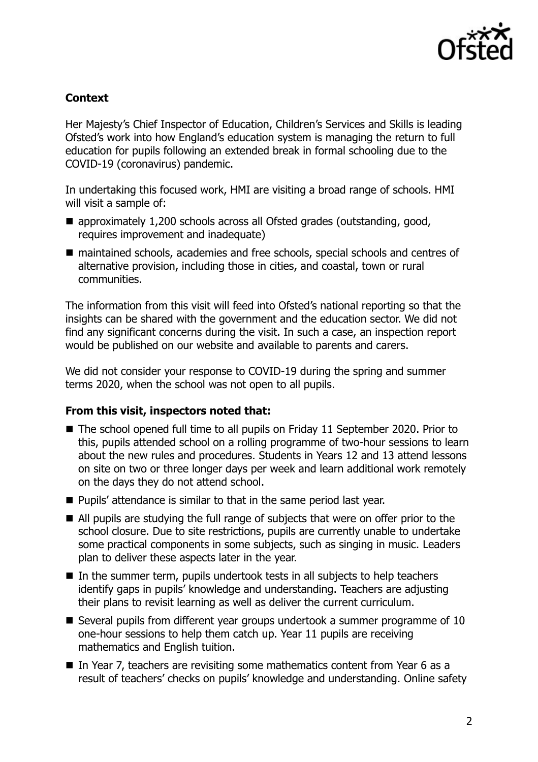**Context**

Her Majesty's Chief Inspector of Education, Children's Services and Skills is leading Ofsted's work into how England's education system is managing the return to full education for pupils following an extended break in formal schooling due to the COVID-19 (coronavirus) pandemic.

In undertaking this focused work, HMI are visiting a broad range of schools. HMI will visit a sample of:

- approximately 1,200 schools across all Ofsted grades (outstanding, good, requires improvement and inadequate)
- maintained schools, academies and free schools, special schools and centres of alternative provision, including those in cities, and coastal, town or rural communities.

The information from this visit will feed into Ofsted's national reporting so that the insights can be shared with the government and the education sector. We did not find any significant concerns during the visit. In such a case, an inspection report would be published on our website and available to parents and carers.

We did not consider your response to COVID-19 during the spring and summer terms 2020, when the school was not open to all pupils.

**From this visit, inspectors noted that:**

- The school opened full time to all pupils on Friday 11 September 2020. Prior to this, pupils attended school on a rolling programme of two-hour sessions to learn about the new rules and procedures. Students in Years 12 and 13 attend lessons on site on two or three longer days per week and learn additional work remotely on the days they do not attend school.
- Pupils' attendance is similar to that in the same period last year.
- All pupils are studying the full range of subjects that were on offer prior to the school closure. Due to site restrictions, pupils are currently unable to undertake some practical components in some subjects, such as singing in music. Leaders plan to deliver these aspects later in the year.
- In the summer term, pupils undertook tests in all subjects to help teachers identify gaps in pupils' knowledge and understanding. Teachers are adjusting their plans to revisit learning as well as deliver the current curriculum.
- Several pupils from different year groups undertook a summer programme of 10 one-hour sessions to help them catch up. Year 11 pupils are receiving mathematics and English tuition.
- In Year 7, teachers are revisiting some mathematics content from Year 6 as a result of teachers' checks on pupils' knowledge and understanding. Online safety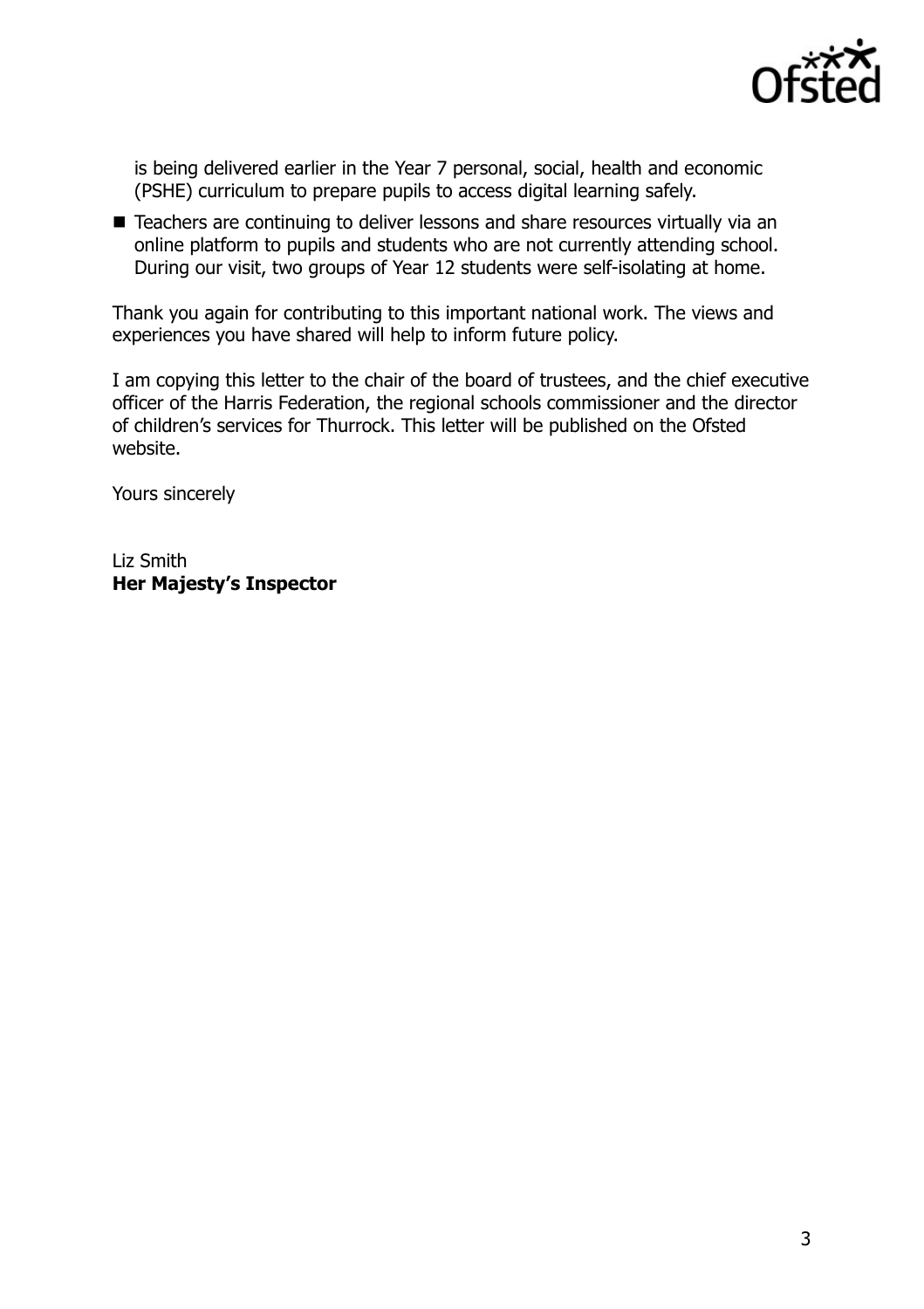is being delivered earlier in the Year 7 personal, social, health and economic (PSHE) curriculum to prepare pupils to access digital learning safely.

- Teachers are continuing to deliver lessons and share resources virtually via an online platform to pupils and students who are not currently attending school. During our visit, two groups of Year 12 students were self-isolating at home.

Thank you again for contributing to this important national work. The views and experiences you have shared will help to inform future policy.

I am copying this letter to the chair of the board of trustees, and the chief executive officer of the Harris Federation, the regional schools commissioner and the director of children's services for Thurrock. This letter will be published on the Ofsted website.

Yours sincerely

Liz Smith
**Her Majesty's Inspector**